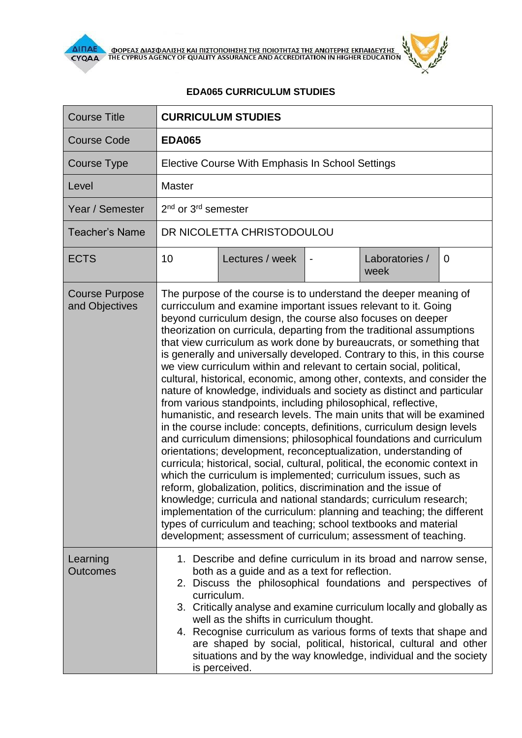ΦΟΡΕΑΣ ΔΙΑΣΦΑΛΙΣΗΣ ΚΑΙ ΠΙΣΤΟΠΟΙΗΣΗΣ ΤΗΣ ΠΟΙΟΤΗΤΑΣ ΤΗΣ ΑΝΩΤΕΡΗΣ ΕΚΠΑΙΔΕΥΣΗΣ
THE CYPRUS AGENCY OF QUALITY ASSURANCE AND ACCREDITATION IN HIGHER EDUCATION

## EDA065 CURRICULUM STUDIES

| Course Title | **CURRICULUM STUDIES** | | | | |
|---|---|---|---|---|---|
| Course Code | **EDA065** | | | | |
| Course Type | Elective Course With Emphasis In School Settings | | | | |
| Level | Master | | | | |
| Year / Semester | 2nd or 3rd semester | | | | |
| Teacher's Name | DR NICOLETTA CHRISTODOULOU | | | | |
| ECTS | 10 | Lectures / week | - | Laboratories / week | 0 |
| Course Purpose and Objectives | The purpose of the course is to understand the deeper meaning of curricculum and examine important issues relevant to it. Going beyond curriculum design, the course also focuses on deeper theorization on curricula, departing from the traditional assumptions that view curriculum as work done by bureaucrats, or something that is generally and universally developed. Contrary to this, in this course we view curriculum within and relevant to certain social, political, cultural, historical, economic, among other, contexts, and consider the nature of knowledge, individuals and society as distinct and particular from various standpoints, including philosophical, reflective, humanistic, and research levels. The main units that will be examined in the course include: concepts, definitions, curriculum design levels and curriculum dimensions; philosophical foundations and curriculum orientations; development, reconceptualization, understanding of curricula; historical, social, cultural, political, the economic context in which the curriculum is implemented; curriculum issues, such as reform, globalization, politics, discrimination and the issue of knowledge; curricula and national standards; curriculum research; implementation of the curriculum: planning and teaching; the different types of curriculum and teaching; school textbooks and material development; assessment of curriculum; assessment of teaching. | | | | |
| Learning Outcomes | 1. Describe and define curriculum in its broad and narrow sense, both as a guide and as a text for reflection.<br>2. Discuss the philosophical foundations and perspectives of curriculum.<br>3. Critically analyse and examine curriculum locally and globally as well as the shifts in curriculum thought.<br>4. Recognise curriculum as various forms of texts that shape and are shaped by social, political, historical, cultural and other situations and by the way knowledge, individual and the society is perceived. | | | | |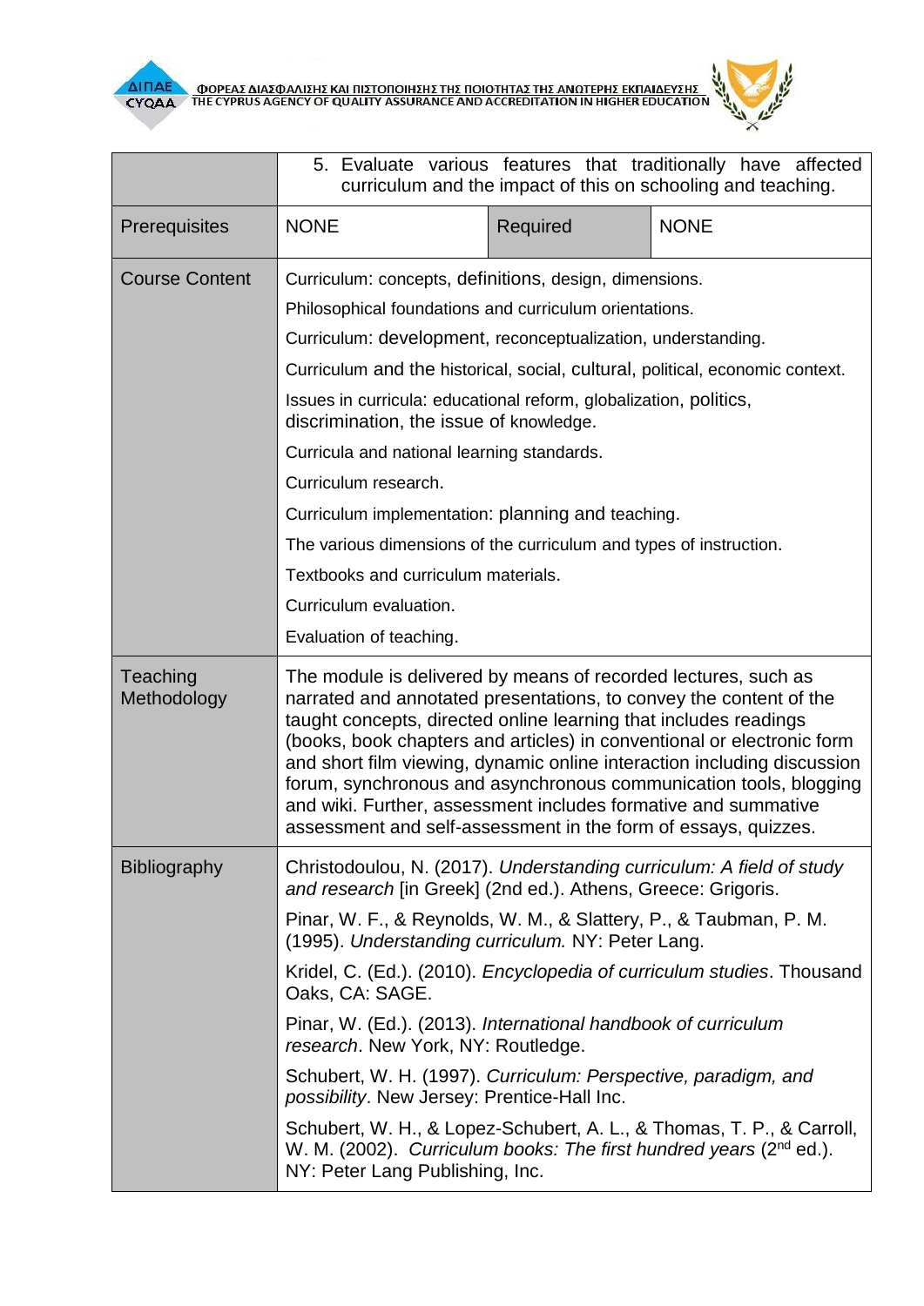| | 5. Evaluate various features that traditionally have affected curriculum and the impact of this on schooling and teaching. | | |
|---|---|---|---|
| Prerequisites | NONE | Required | NONE |
| Course Content | Curriculum: concepts, definitions, design, dimensions.<br>Philosophical foundations and curriculum orientations.<br>Curriculum: development, reconceptualization, understanding.<br>Curriculum and the historical, social, cultural, political, economic context.<br>Issues in curricula: educational reform, globalization, politics, discrimination, the issue of knowledge.<br>Curricula and national learning standards.<br>Curriculum research.<br>Curriculum implementation: planning and teaching.<br>The various dimensions of the curriculum and types of instruction.<br>Textbooks and curriculum materials.<br>Curriculum evaluation.<br>Evaluation of teaching. | | |
| Teaching Methodology | The module is delivered by means of recorded lectures, such as narrated and annotated presentations, to convey the content of the taught concepts, directed online learning that includes readings (books, book chapters and articles) in conventional or electronic form and short film viewing, dynamic online interaction including discussion forum, synchronous and asynchronous communication tools, blogging and wiki. Further, assessment includes formative and summative assessment and self-assessment in the form of essays, quizzes. | | |
| Bibliography | Christodoulou, N. (2017). *Understanding curriculum: A field of study and research* [in Greek] (2nd ed.). Athens, Greece: Grigoris.<br>Pinar, W. F., & Reynolds, W. M., & Slattery, P., & Taubman, P. M. (1995). *Understanding curriculum.* NY: Peter Lang.<br>Kridel, C. (Ed.). (2010). *Encyclopedia of curriculum studies*. Thousand Oaks, CA: SAGE.<br>Pinar, W. (Ed.). (2013). *International handbook of curriculum research*. New York, NY: Routledge.<br>Schubert, W. H. (1997). *Curriculum: Perspective, paradigm, and possibility*. New Jersey: Prentice-Hall Inc.<br>Schubert, W. H., & Lopez-Schubert, A. L., & Thomas, T. P., & Carroll, W. M. (2002). *Curriculum books: The first hundred years* (2nd ed.). NY: Peter Lang Publishing, Inc. | | |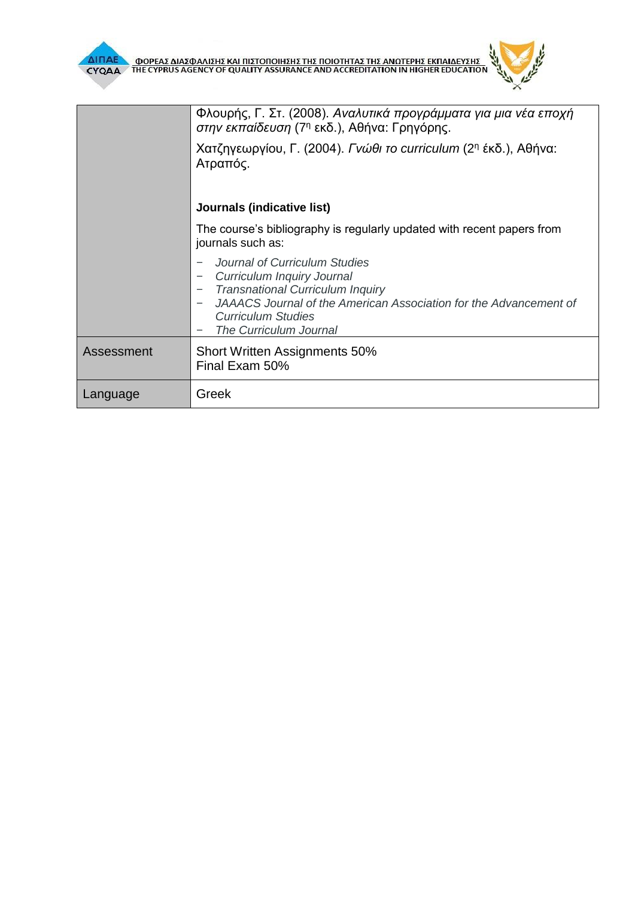| | |
|---|---|
| | Φλουρής, Γ. Στ. (2008). *Αναλυτικά προγράμματα για μια νέα εποχή στην εκπαίδευση* (7η εκδ.), Αθήνα: Γρηγόρης.<br><br>Χατζηγεωργίου, Γ. (2004). *Γνώθι το curriculum* (2η έκδ.), Αθήνα: Ατραπός.<br><br>**Journals (indicative list)**<br><br>The course's bibliography is regularly updated with recent papers from journals such as:<br><br>− *Journal of Curriculum Studies*<br>− *Curriculum Inquiry Journal*<br>− *Transnational Curriculum Inquiry*<br>− *JAAACS Journal of the American Association for the Advancement of Curriculum Studies*<br>− *The Curriculum Journal* |
| Assessment | Short Written Assignments 50%<br>Final Exam 50% |
| Language | Greek |